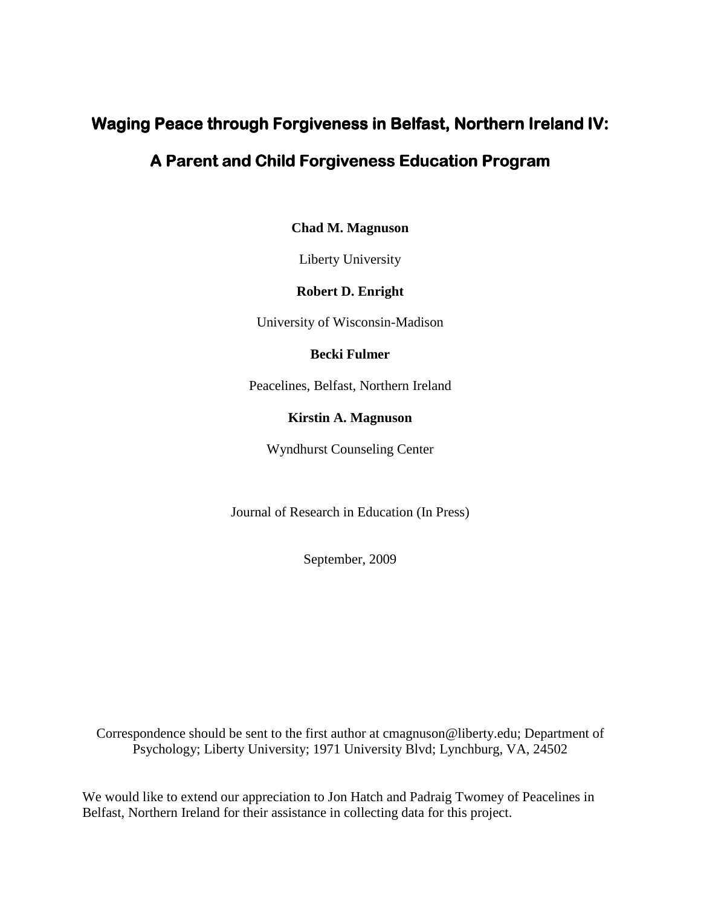# Waging Peace through Forgiveness in Belfast, Northern Ireland IV:

# A Parent and Child Forgiveness Education Program

**Chad M. Magnuson**

Liberty University

**Robert D. Enright**

University of Wisconsin-Madison

**Becki Fulmer**

Peacelines, Belfast, Northern Ireland

**Kirstin A. Magnuson**

Wyndhurst Counseling Center

Journal of Research in Education (In Press)

September, 2009

Correspondence should be sent to the first author at cmagnuson@liberty.edu; Department of Psychology; Liberty University; 1971 University Blvd; Lynchburg, VA, 24502

We would like to extend our appreciation to Jon Hatch and Padraig Twomey of Peacelines in Belfast, Northern Ireland for their assistance in collecting data for this project.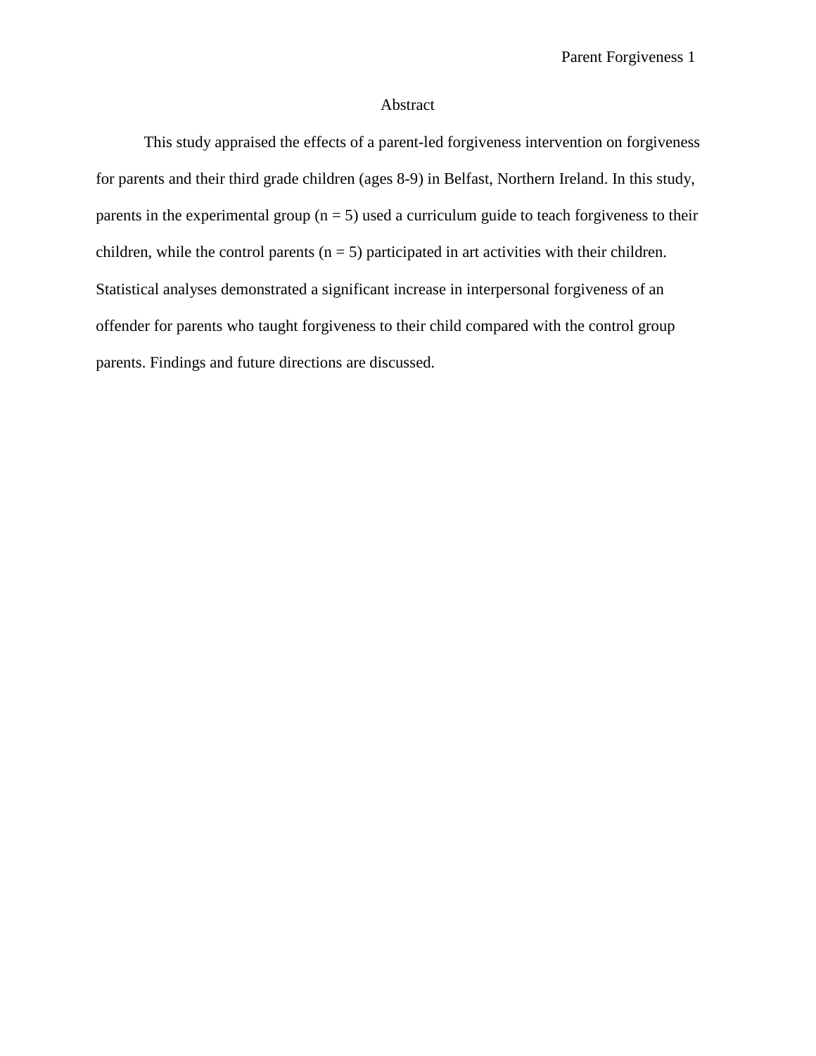# Abstract

This study appraised the effects of a parent-led forgiveness intervention on forgiveness for parents and their third grade children (ages 8-9) in Belfast, Northern Ireland. In this study, parents in the experimental group ($n = 5$) used a curriculum guide to teach forgiveness to their children, while the control parents ($n = 5$) participated in art activities with their children. Statistical analyses demonstrated a significant increase in interpersonal forgiveness of an offender for parents who taught forgiveness to their child compared with the control group parents. Findings and future directions are discussed.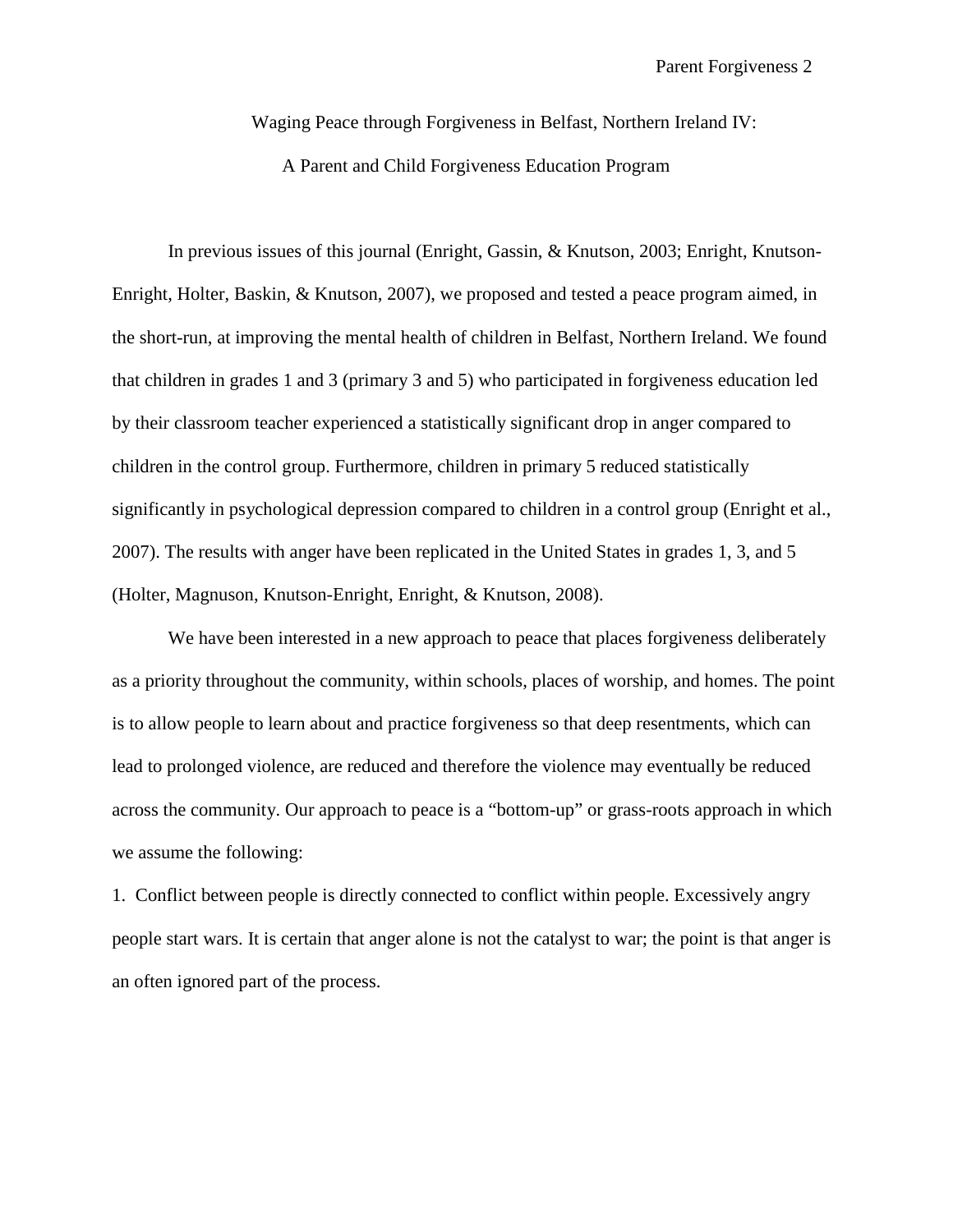# Waging Peace through Forgiveness in Belfast, Northern Ireland IV: A Parent and Child Forgiveness Education Program

In previous issues of this journal (Enright, Gassin, & Knutson, 2003; Enright, Knutson-Enright, Holter, Baskin, & Knutson, 2007), we proposed and tested a peace program aimed, in the short-run, at improving the mental health of children in Belfast, Northern Ireland. We found that children in grades 1 and 3 (primary 3 and 5) who participated in forgiveness education led by their classroom teacher experienced a statistically significant drop in anger compared to children in the control group. Furthermore, children in primary 5 reduced statistically significantly in psychological depression compared to children in a control group (Enright et al., 2007). The results with anger have been replicated in the United States in grades 1, 3, and 5 (Holter, Magnuson, Knutson-Enright, Enright, & Knutson, 2008).

We have been interested in a new approach to peace that places forgiveness deliberately as a priority throughout the community, within schools, places of worship, and homes. The point is to allow people to learn about and practice forgiveness so that deep resentments, which can lead to prolonged violence, are reduced and therefore the violence may eventually be reduced across the community. Our approach to peace is a "bottom-up" or grass-roots approach in which we assume the following:

1. Conflict between people is directly connected to conflict within people. Excessively angry people start wars. It is certain that anger alone is not the catalyst to war; the point is that anger is an often ignored part of the process.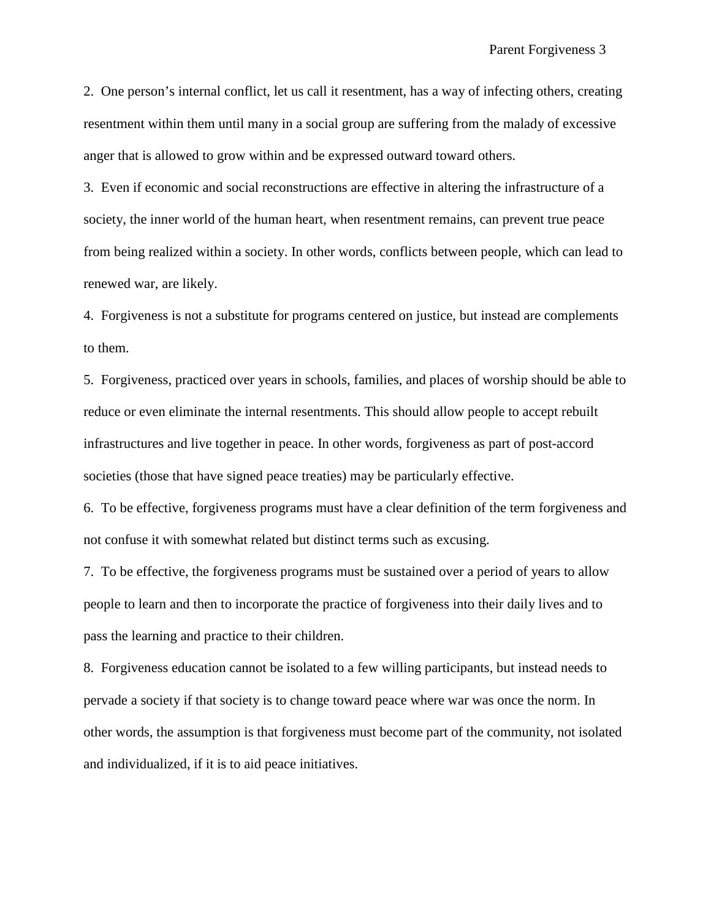2. One person's internal conflict, let us call it resentment, has a way of infecting others, creating resentment within them until many in a social group are suffering from the malady of excessive anger that is allowed to grow within and be expressed outward toward others.

3. Even if economic and social reconstructions are effective in altering the infrastructure of a society, the inner world of the human heart, when resentment remains, can prevent true peace from being realized within a society. In other words, conflicts between people, which can lead to renewed war, are likely.

4. Forgiveness is not a substitute for programs centered on justice, but instead are complements to them.

5. Forgiveness, practiced over years in schools, families, and places of worship should be able to reduce or even eliminate the internal resentments. This should allow people to accept rebuilt infrastructures and live together in peace. In other words, forgiveness as part of post-accord societies (those that have signed peace treaties) may be particularly effective.

6. To be effective, forgiveness programs must have a clear definition of the term forgiveness and not confuse it with somewhat related but distinct terms such as excusing.

7. To be effective, the forgiveness programs must be sustained over a period of years to allow people to learn and then to incorporate the practice of forgiveness into their daily lives and to pass the learning and practice to their children.

8. Forgiveness education cannot be isolated to a few willing participants, but instead needs to pervade a society if that society is to change toward peace where war was once the norm. In other words, the assumption is that forgiveness must become part of the community, not isolated and individualized, if it is to aid peace initiatives.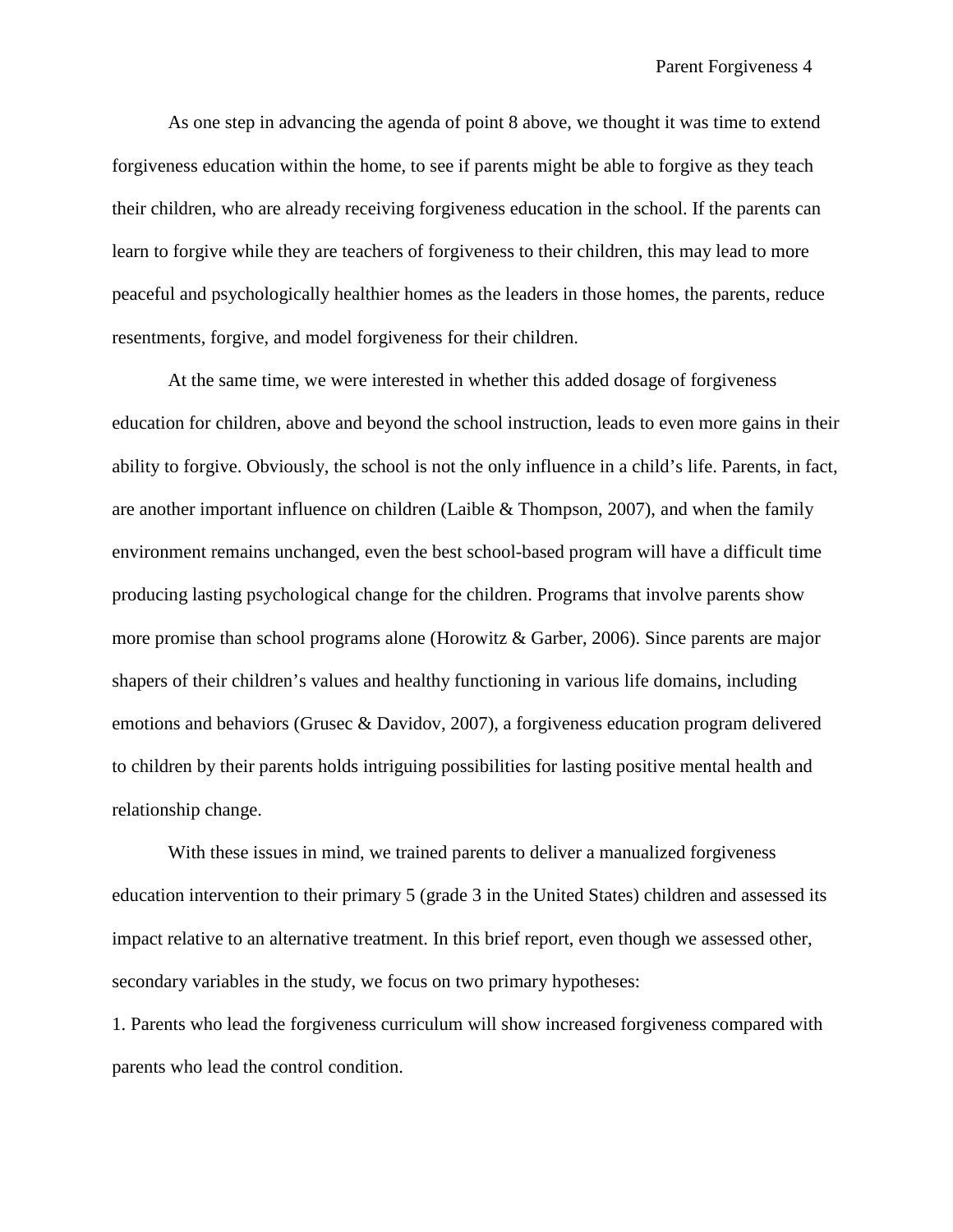As one step in advancing the agenda of point 8 above, we thought it was time to extend forgiveness education within the home, to see if parents might be able to forgive as they teach their children, who are already receiving forgiveness education in the school. If the parents can learn to forgive while they are teachers of forgiveness to their children, this may lead to more peaceful and psychologically healthier homes as the leaders in those homes, the parents, reduce resentments, forgive, and model forgiveness for their children.

At the same time, we were interested in whether this added dosage of forgiveness education for children, above and beyond the school instruction, leads to even more gains in their ability to forgive. Obviously, the school is not the only influence in a child's life. Parents, in fact, are another important influence on children (Laible & Thompson, 2007), and when the family environment remains unchanged, even the best school-based program will have a difficult time producing lasting psychological change for the children. Programs that involve parents show more promise than school programs alone (Horowitz & Garber, 2006). Since parents are major shapers of their children's values and healthy functioning in various life domains, including emotions and behaviors (Grusec & Davidov, 2007), a forgiveness education program delivered to children by their parents holds intriguing possibilities for lasting positive mental health and relationship change.

With these issues in mind, we trained parents to deliver a manualized forgiveness education intervention to their primary 5 (grade 3 in the United States) children and assessed its impact relative to an alternative treatment. In this brief report, even though we assessed other, secondary variables in the study, we focus on two primary hypotheses:

1. Parents who lead the forgiveness curriculum will show increased forgiveness compared with parents who lead the control condition.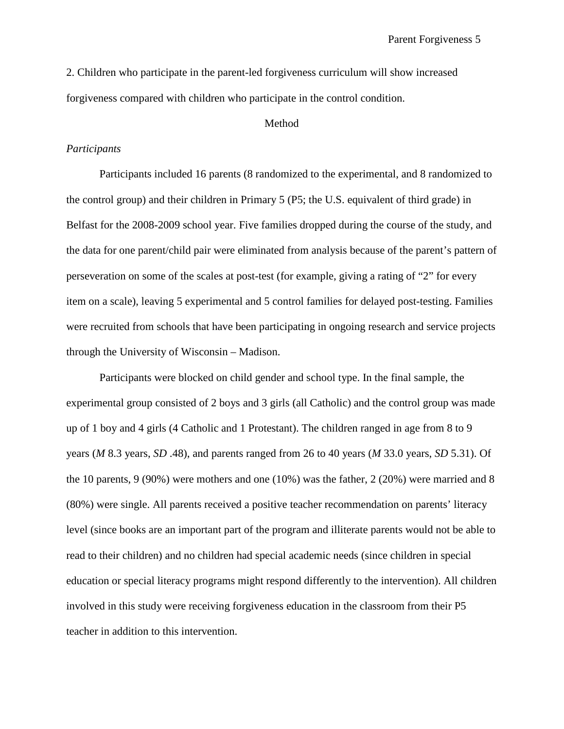2. Children who participate in the parent-led forgiveness curriculum will show increased forgiveness compared with children who participate in the control condition.

## Method

### *Participants*

Participants included 16 parents (8 randomized to the experimental, and 8 randomized to the control group) and their children in Primary 5 (P5; the U.S. equivalent of third grade) in Belfast for the 2008-2009 school year. Five families dropped during the course of the study, and the data for one parent/child pair were eliminated from analysis because of the parent's pattern of perseveration on some of the scales at post-test (for example, giving a rating of "2" for every item on a scale), leaving 5 experimental and 5 control families for delayed post-testing. Families were recruited from schools that have been participating in ongoing research and service projects through the University of Wisconsin – Madison.

Participants were blocked on child gender and school type. In the final sample, the experimental group consisted of 2 boys and 3 girls (all Catholic) and the control group was made up of 1 boy and 4 girls (4 Catholic and 1 Protestant). The children ranged in age from 8 to 9 years (*M* 8.3 years, *SD* .48), and parents ranged from 26 to 40 years (*M* 33.0 years, *SD* 5.31). Of the 10 parents, 9 (90%) were mothers and one (10%) was the father, 2 (20%) were married and 8 (80%) were single. All parents received a positive teacher recommendation on parents' literacy level (since books are an important part of the program and illiterate parents would not be able to read to their children) and no children had special academic needs (since children in special education or special literacy programs might respond differently to the intervention). All children involved in this study were receiving forgiveness education in the classroom from their P5 teacher in addition to this intervention.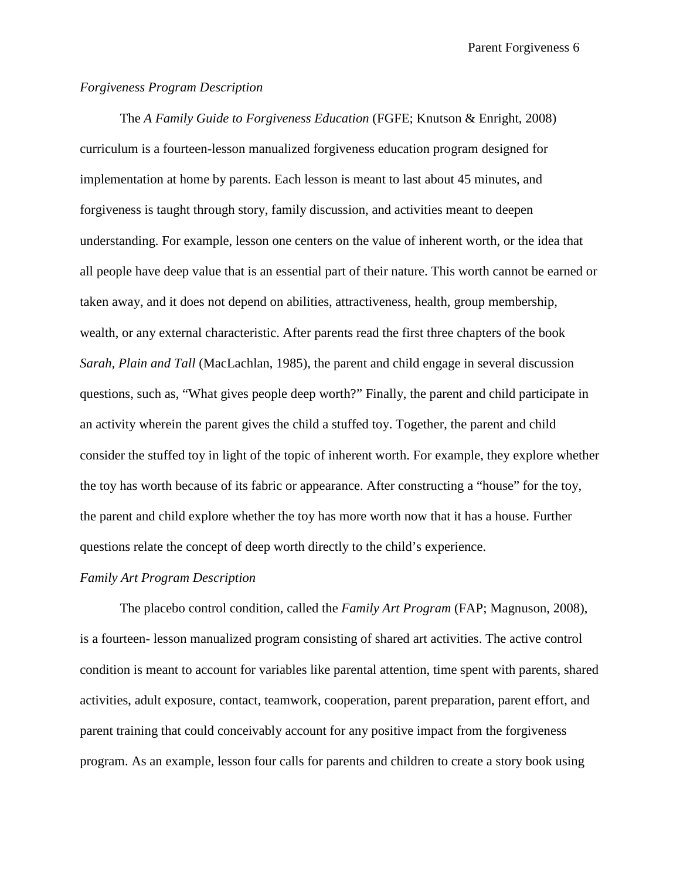*Forgiveness Program Description*

The *A Family Guide to Forgiveness Education* (FGFE; Knutson & Enright, 2008) curriculum is a fourteen-lesson manualized forgiveness education program designed for implementation at home by parents. Each lesson is meant to last about 45 minutes, and forgiveness is taught through story, family discussion, and activities meant to deepen understanding. For example, lesson one centers on the value of inherent worth, or the idea that all people have deep value that is an essential part of their nature. This worth cannot be earned or taken away, and it does not depend on abilities, attractiveness, health, group membership, wealth, or any external characteristic. After parents read the first three chapters of the book *Sarah, Plain and Tall* (MacLachlan, 1985), the parent and child engage in several discussion questions, such as, "What gives people deep worth?" Finally, the parent and child participate in an activity wherein the parent gives the child a stuffed toy. Together, the parent and child consider the stuffed toy in light of the topic of inherent worth. For example, they explore whether the toy has worth because of its fabric or appearance. After constructing a "house" for the toy, the parent and child explore whether the toy has more worth now that it has a house. Further questions relate the concept of deep worth directly to the child's experience.

*Family Art Program Description*

The placebo control condition, called the *Family Art Program* (FAP; Magnuson, 2008), is a fourteen- lesson manualized program consisting of shared art activities. The active control condition is meant to account for variables like parental attention, time spent with parents, shared activities, adult exposure, contact, teamwork, cooperation, parent preparation, parent effort, and parent training that could conceivably account for any positive impact from the forgiveness program. As an example, lesson four calls for parents and children to create a story book using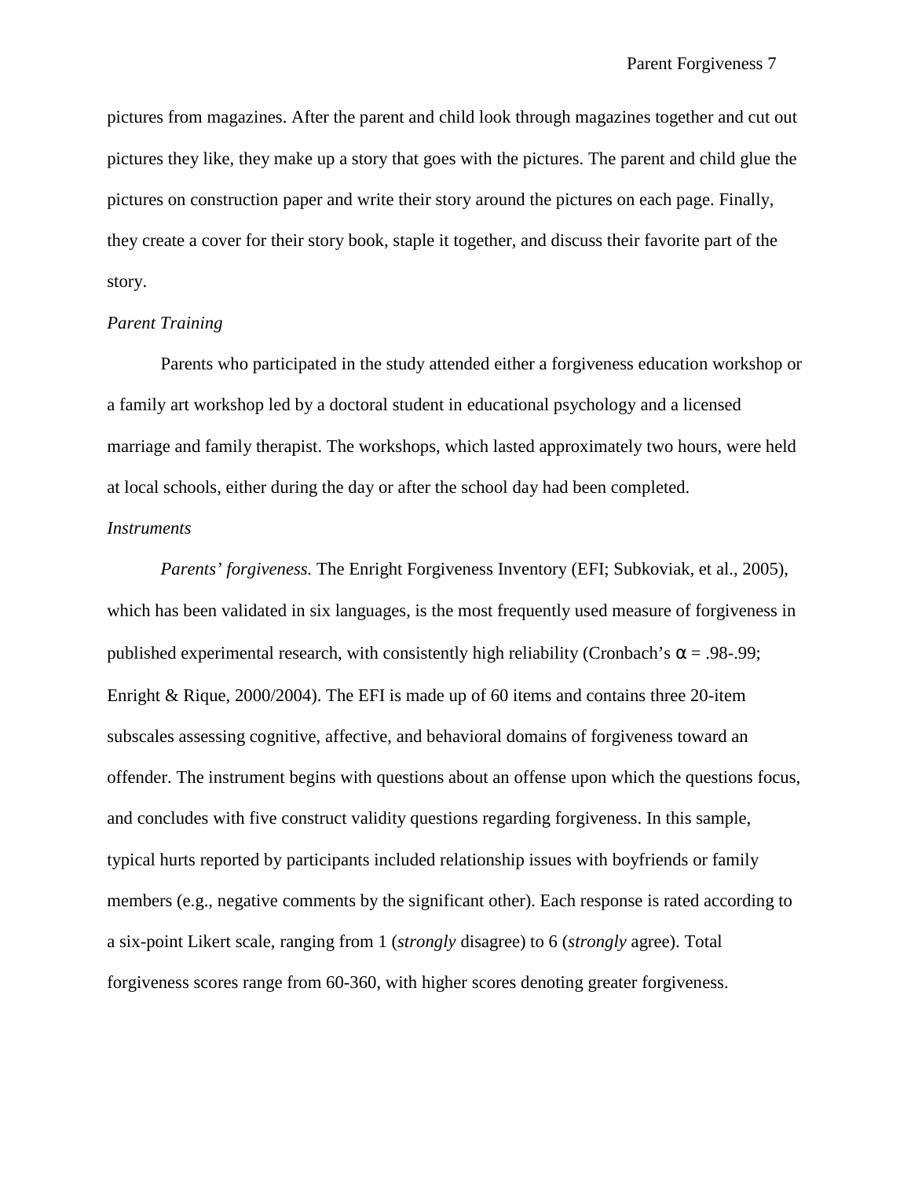pictures from magazines. After the parent and child look through magazines together and cut out pictures they like, they make up a story that goes with the pictures. The parent and child glue the pictures on construction paper and write their story around the pictures on each page. Finally, they create a cover for their story book, staple it together, and discuss their favorite part of the story.

*Parent Training*

Parents who participated in the study attended either a forgiveness education workshop or a family art workshop led by a doctoral student in educational psychology and a licensed marriage and family therapist. The workshops, which lasted approximately two hours, were held at local schools, either during the day or after the school day had been completed.

*Instruments*

*Parents' forgiveness.* The Enright Forgiveness Inventory (EFI; Subkoviak, et al., 2005), which has been validated in six languages, is the most frequently used measure of forgiveness in published experimental research, with consistently high reliability (Cronbach's $\alpha$ = .98-.99; Enright & Rique, 2000/2004). The EFI is made up of 60 items and contains three 20-item subscales assessing cognitive, affective, and behavioral domains of forgiveness toward an offender. The instrument begins with questions about an offense upon which the questions focus, and concludes with five construct validity questions regarding forgiveness. In this sample, typical hurts reported by participants included relationship issues with boyfriends or family members (e.g., negative comments by the significant other). Each response is rated according to a six-point Likert scale, ranging from 1 (*strongly* disagree) to 6 (*strongly* agree). Total forgiveness scores range from 60-360, with higher scores denoting greater forgiveness.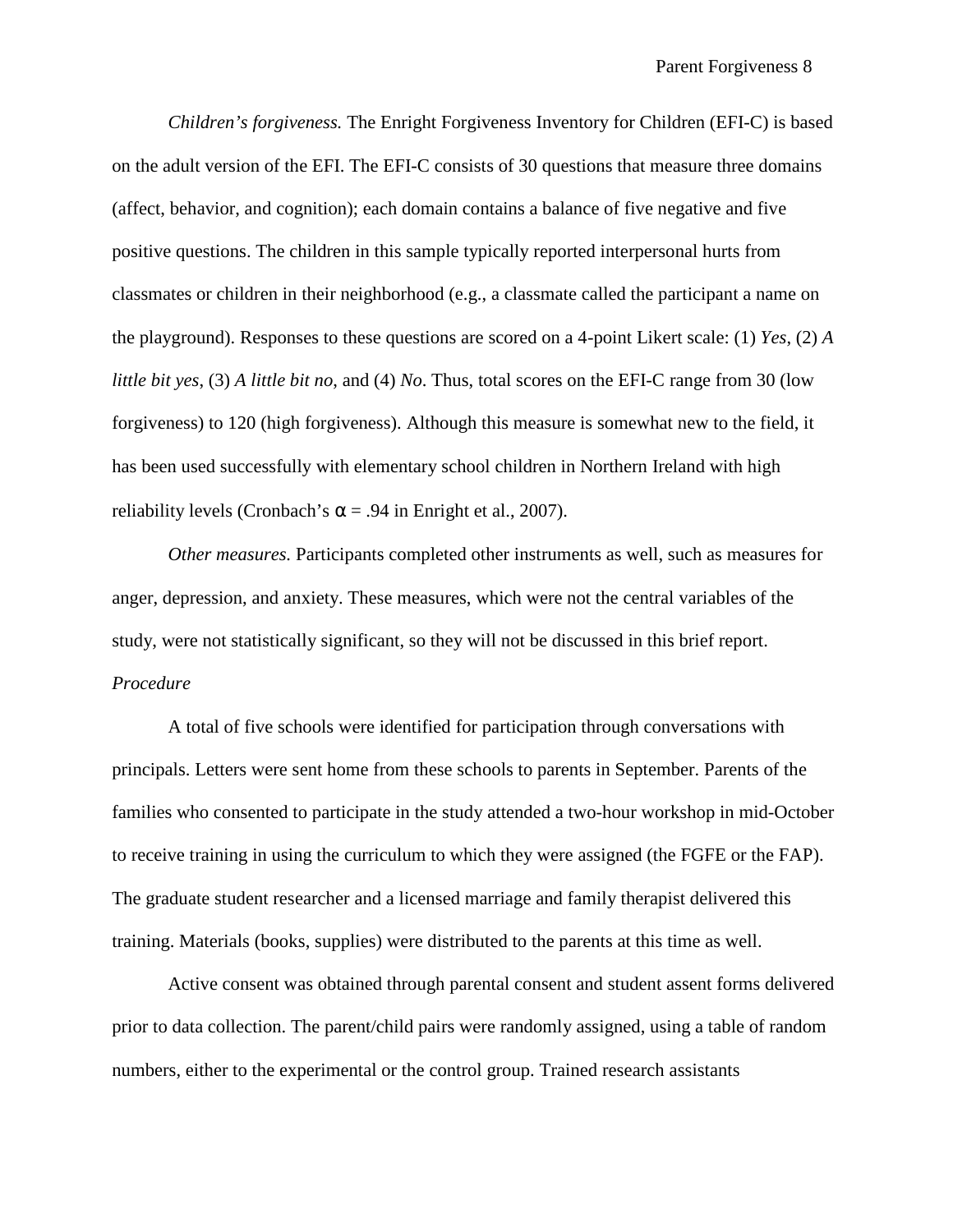*Children's forgiveness.* The Enright Forgiveness Inventory for Children (EFI-C) is based on the adult version of the EFI. The EFI-C consists of 30 questions that measure three domains (affect, behavior, and cognition); each domain contains a balance of five negative and five positive questions. The children in this sample typically reported interpersonal hurts from classmates or children in their neighborhood (e.g., a classmate called the participant a name on the playground). Responses to these questions are scored on a 4-point Likert scale: (1) *Yes*, (2) *A little bit yes*, (3) *A little bit no*, and (4) *No*. Thus, total scores on the EFI-C range from 30 (low forgiveness) to 120 (high forgiveness). Although this measure is somewhat new to the field, it has been used successfully with elementary school children in Northern Ireland with high reliability levels (Cronbach's $\alpha$ = .94 in Enright et al., 2007).

*Other measures.* Participants completed other instruments as well, such as measures for anger, depression, and anxiety. These measures, which were not the central variables of the study, were not statistically significant, so they will not be discussed in this brief report.

*Procedure*

A total of five schools were identified for participation through conversations with principals. Letters were sent home from these schools to parents in September. Parents of the families who consented to participate in the study attended a two-hour workshop in mid-October to receive training in using the curriculum to which they were assigned (the FGFE or the FAP). The graduate student researcher and a licensed marriage and family therapist delivered this training. Materials (books, supplies) were distributed to the parents at this time as well.

Active consent was obtained through parental consent and student assent forms delivered prior to data collection. The parent/child pairs were randomly assigned, using a table of random numbers, either to the experimental or the control group. Trained research assistants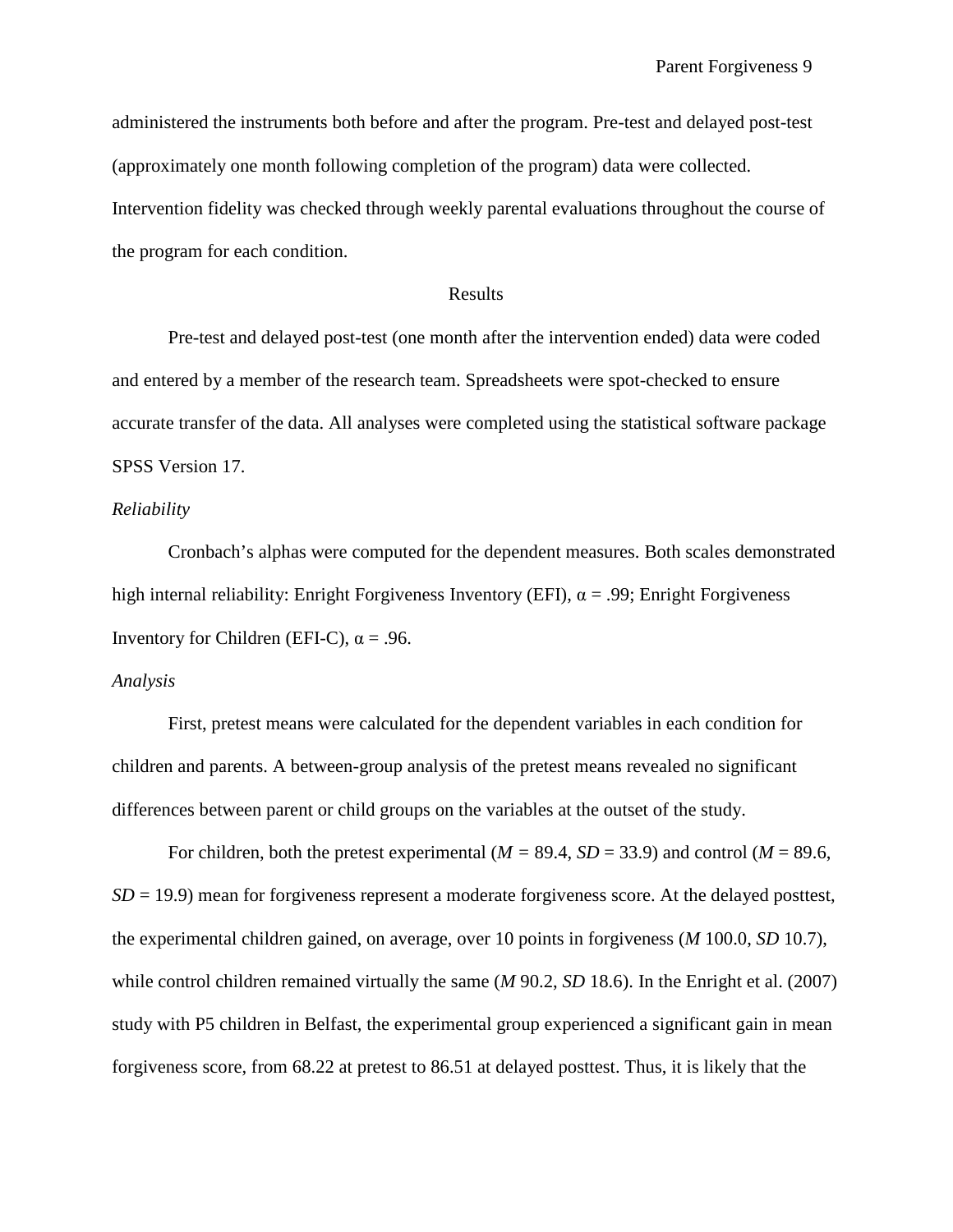administered the instruments both before and after the program. Pre-test and delayed post-test (approximately one month following completion of the program) data were collected. Intervention fidelity was checked through weekly parental evaluations throughout the course of the program for each condition.

## Results

Pre-test and delayed post-test (one month after the intervention ended) data were coded and entered by a member of the research team. Spreadsheets were spot-checked to ensure accurate transfer of the data. All analyses were completed using the statistical software package SPSS Version 17.

### *Reliability*

Cronbach's alphas were computed for the dependent measures. Both scales demonstrated high internal reliability: Enright Forgiveness Inventory (EFI), $\alpha = .99$; Enright Forgiveness Inventory for Children (EFI-C), $\alpha = .96$.

### *Analysis*

First, pretest means were calculated for the dependent variables in each condition for children and parents. A between-group analysis of the pretest means revealed no significant differences between parent or child groups on the variables at the outset of the study.

For children, both the pretest experimental ($M = 89.4$, $SD = 33.9$) and control ($M = 89.6$, $SD = 19.9$) mean for forgiveness represent a moderate forgiveness score. At the delayed posttest, the experimental children gained, on average, over 10 points in forgiveness ($M$ 100.0, $SD$ 10.7), while control children remained virtually the same ($M$ 90.2, $SD$ 18.6). In the Enright et al. (2007) study with P5 children in Belfast, the experimental group experienced a significant gain in mean forgiveness score, from 68.22 at pretest to 86.51 at delayed posttest. Thus, it is likely that the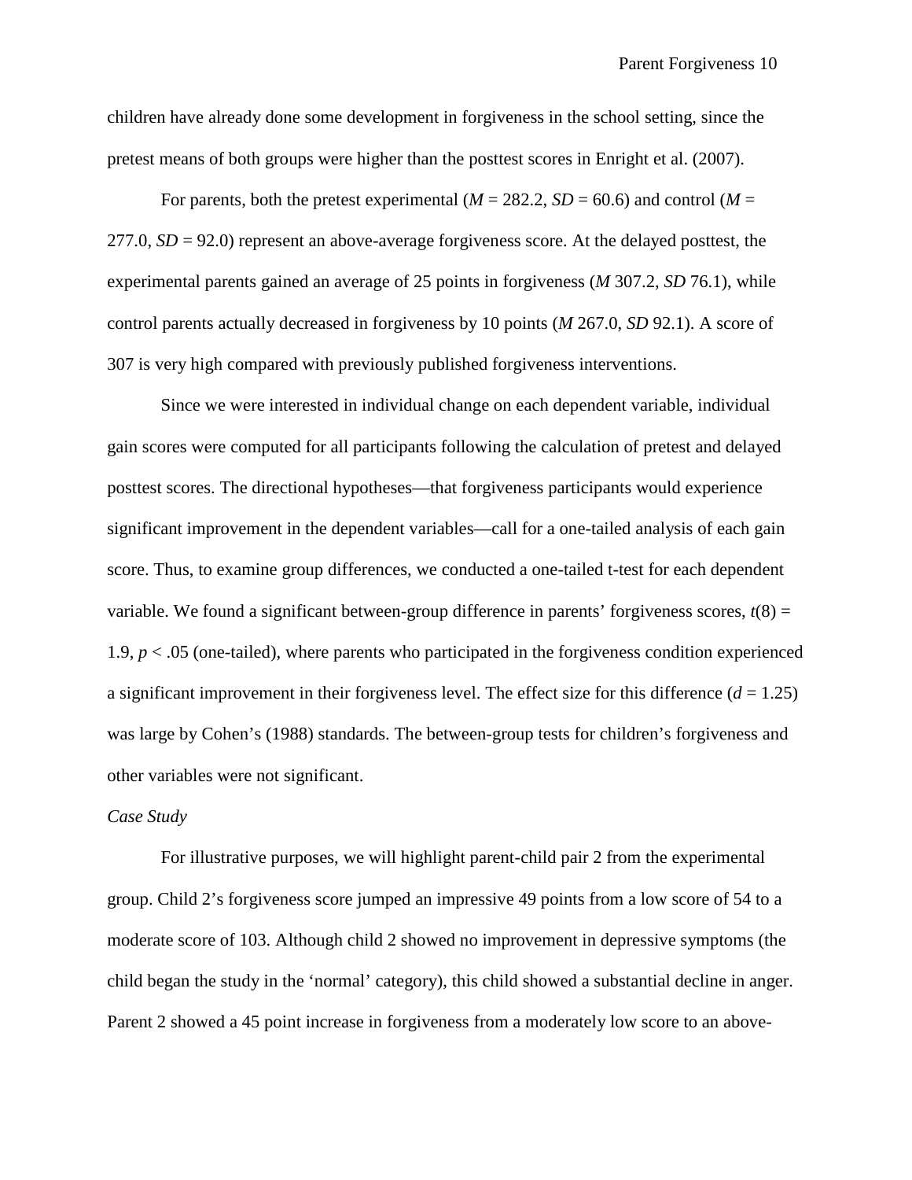children have already done some development in forgiveness in the school setting, since the pretest means of both groups were higher than the posttest scores in Enright et al. (2007).

For parents, both the pretest experimental ($M$ = 282.2, $SD$ = 60.6) and control ($M$ = 277.0, $SD$ = 92.0) represent an above-average forgiveness score. At the delayed posttest, the experimental parents gained an average of 25 points in forgiveness ($M$ 307.2, $SD$ 76.1), while control parents actually decreased in forgiveness by 10 points ($M$ 267.0, $SD$ 92.1). A score of 307 is very high compared with previously published forgiveness interventions.

Since we were interested in individual change on each dependent variable, individual gain scores were computed for all participants following the calculation of pretest and delayed posttest scores. The directional hypotheses—that forgiveness participants would experience significant improvement in the dependent variables—call for a one-tailed analysis of each gain score. Thus, to examine group differences, we conducted a one-tailed t-test for each dependent variable. We found a significant between-group difference in parents' forgiveness scores, $t(8) = 1.9$, $p < .05$ (one-tailed), where parents who participated in the forgiveness condition experienced a significant improvement in their forgiveness level. The effect size for this difference ($d = 1.25$) was large by Cohen's (1988) standards. The between-group tests for children's forgiveness and other variables were not significant.

*Case Study*

For illustrative purposes, we will highlight parent-child pair 2 from the experimental group. Child 2's forgiveness score jumped an impressive 49 points from a low score of 54 to a moderate score of 103. Although child 2 showed no improvement in depressive symptoms (the child began the study in the 'normal' category), this child showed a substantial decline in anger. Parent 2 showed a 45 point increase in forgiveness from a moderately low score to an above-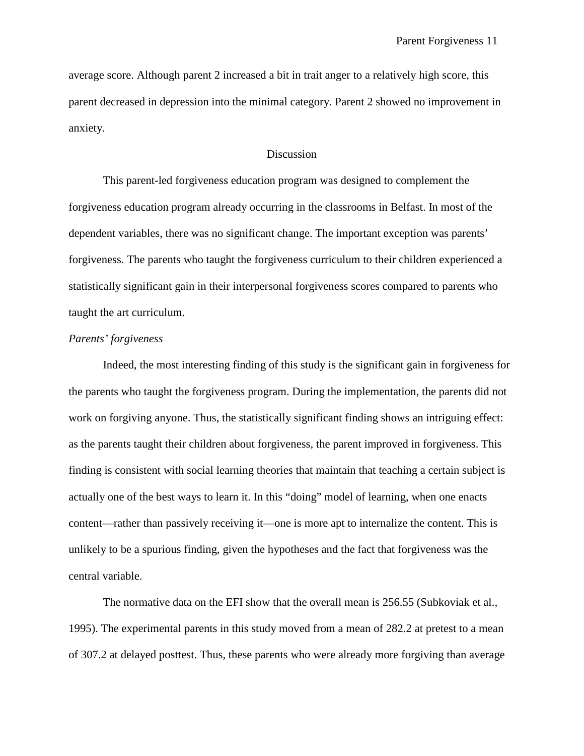average score. Although parent 2 increased a bit in trait anger to a relatively high score, this parent decreased in depression into the minimal category. Parent 2 showed no improvement in anxiety.

## Discussion

This parent-led forgiveness education program was designed to complement the forgiveness education program already occurring in the classrooms in Belfast. In most of the dependent variables, there was no significant change. The important exception was parents' forgiveness. The parents who taught the forgiveness curriculum to their children experienced a statistically significant gain in their interpersonal forgiveness scores compared to parents who taught the art curriculum.

### *Parents' forgiveness*

Indeed, the most interesting finding of this study is the significant gain in forgiveness for the parents who taught the forgiveness program. During the implementation, the parents did not work on forgiving anyone. Thus, the statistically significant finding shows an intriguing effect: as the parents taught their children about forgiveness, the parent improved in forgiveness. This finding is consistent with social learning theories that maintain that teaching a certain subject is actually one of the best ways to learn it. In this "doing" model of learning, when one enacts content—rather than passively receiving it—one is more apt to internalize the content. This is unlikely to be a spurious finding, given the hypotheses and the fact that forgiveness was the central variable.

The normative data on the EFI show that the overall mean is 256.55 (Subkoviak et al., 1995). The experimental parents in this study moved from a mean of 282.2 at pretest to a mean of 307.2 at delayed posttest. Thus, these parents who were already more forgiving than average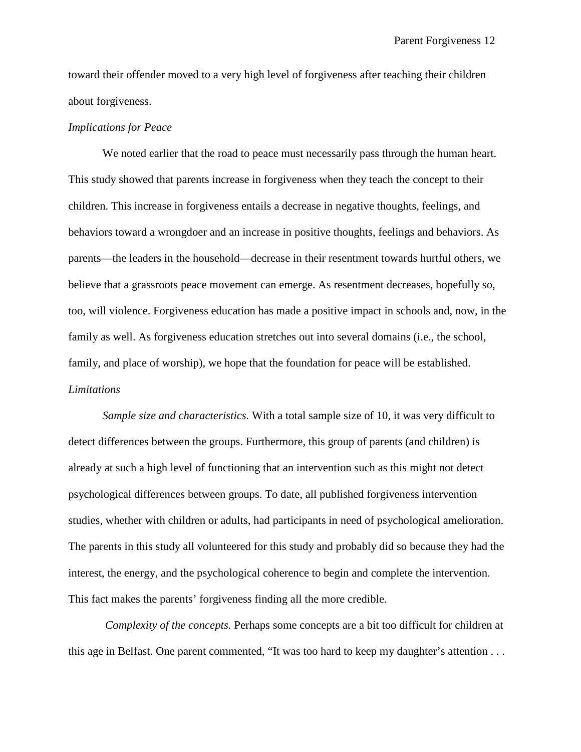toward their offender moved to a very high level of forgiveness after teaching their children about forgiveness.

*Implications for Peace*

We noted earlier that the road to peace must necessarily pass through the human heart. This study showed that parents increase in forgiveness when they teach the concept to their children. This increase in forgiveness entails a decrease in negative thoughts, feelings, and behaviors toward a wrongdoer and an increase in positive thoughts, feelings and behaviors. As parents—the leaders in the household—decrease in their resentment towards hurtful others, we believe that a grassroots peace movement can emerge. As resentment decreases, hopefully so, too, will violence. Forgiveness education has made a positive impact in schools and, now, in the family as well. As forgiveness education stretches out into several domains (i.e., the school, family, and place of worship), we hope that the foundation for peace will be established.

*Limitations*

*Sample size and characteristics.* With a total sample size of 10, it was very difficult to detect differences between the groups. Furthermore, this group of parents (and children) is already at such a high level of functioning that an intervention such as this might not detect psychological differences between groups. To date, all published forgiveness intervention studies, whether with children or adults, had participants in need of psychological amelioration. The parents in this study all volunteered for this study and probably did so because they had the interest, the energy, and the psychological coherence to begin and complete the intervention. This fact makes the parents' forgiveness finding all the more credible.

*Complexity of the concepts.* Perhaps some concepts are a bit too difficult for children at this age in Belfast. One parent commented, "It was too hard to keep my daughter's attention . . .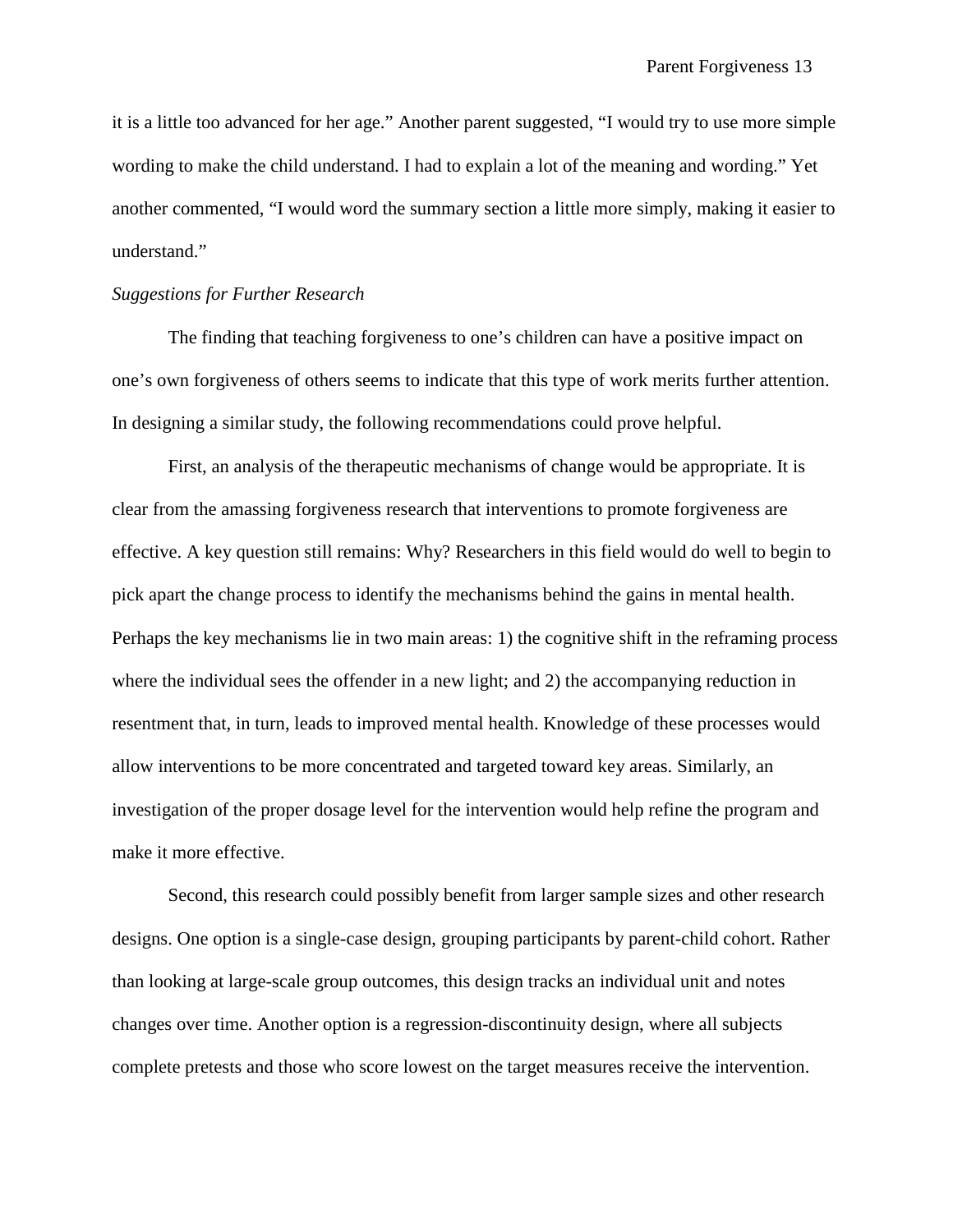it is a little too advanced for her age." Another parent suggested, "I would try to use more simple wording to make the child understand. I had to explain a lot of the meaning and wording." Yet another commented, "I would word the summary section a little more simply, making it easier to understand."

*Suggestions for Further Research*

The finding that teaching forgiveness to one's children can have a positive impact on one's own forgiveness of others seems to indicate that this type of work merits further attention. In designing a similar study, the following recommendations could prove helpful.

First, an analysis of the therapeutic mechanisms of change would be appropriate. It is clear from the amassing forgiveness research that interventions to promote forgiveness are effective. A key question still remains: Why? Researchers in this field would do well to begin to pick apart the change process to identify the mechanisms behind the gains in mental health. Perhaps the key mechanisms lie in two main areas: 1) the cognitive shift in the reframing process where the individual sees the offender in a new light; and 2) the accompanying reduction in resentment that, in turn, leads to improved mental health. Knowledge of these processes would allow interventions to be more concentrated and targeted toward key areas. Similarly, an investigation of the proper dosage level for the intervention would help refine the program and make it more effective.

Second, this research could possibly benefit from larger sample sizes and other research designs. One option is a single-case design, grouping participants by parent-child cohort. Rather than looking at large-scale group outcomes, this design tracks an individual unit and notes changes over time. Another option is a regression-discontinuity design, where all subjects complete pretests and those who score lowest on the target measures receive the intervention.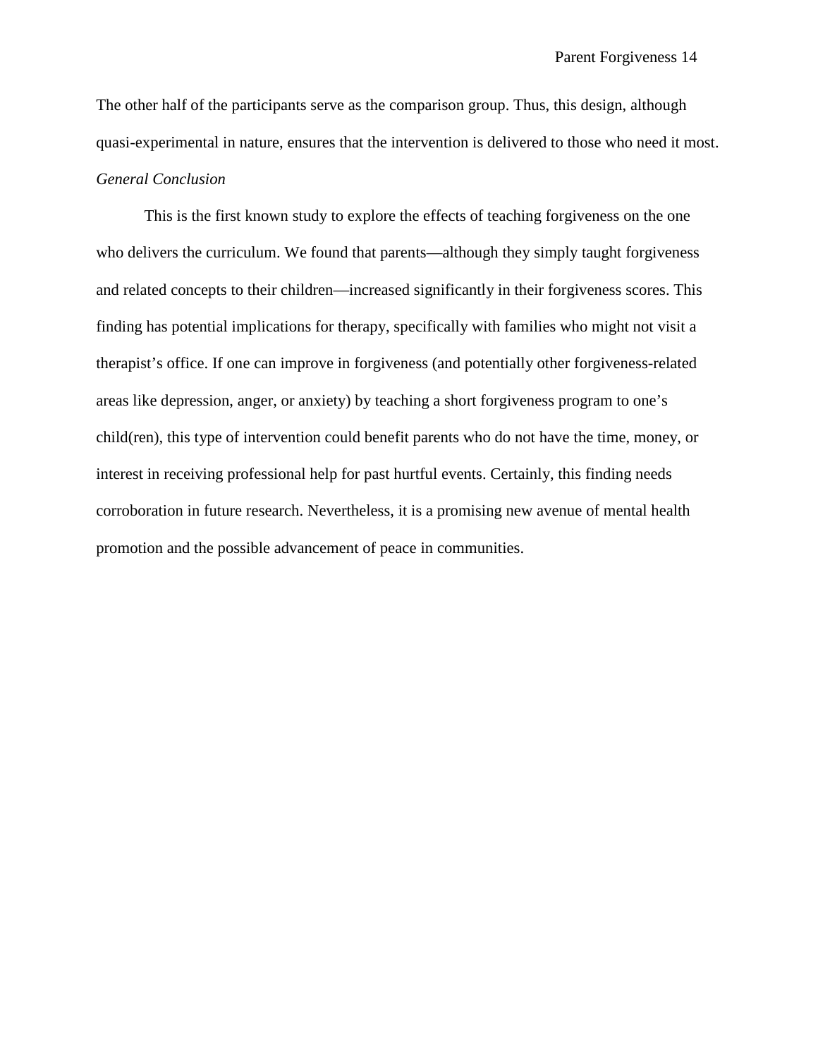The other half of the participants serve as the comparison group. Thus, this design, although quasi-experimental in nature, ensures that the intervention is delivered to those who need it most.

### *General Conclusion*

This is the first known study to explore the effects of teaching forgiveness on the one who delivers the curriculum. We found that parents—although they simply taught forgiveness and related concepts to their children—increased significantly in their forgiveness scores. This finding has potential implications for therapy, specifically with families who might not visit a therapist's office. If one can improve in forgiveness (and potentially other forgiveness-related areas like depression, anger, or anxiety) by teaching a short forgiveness program to one's child(ren), this type of intervention could benefit parents who do not have the time, money, or interest in receiving professional help for past hurtful events. Certainly, this finding needs corroboration in future research. Nevertheless, it is a promising new avenue of mental health promotion and the possible advancement of peace in communities.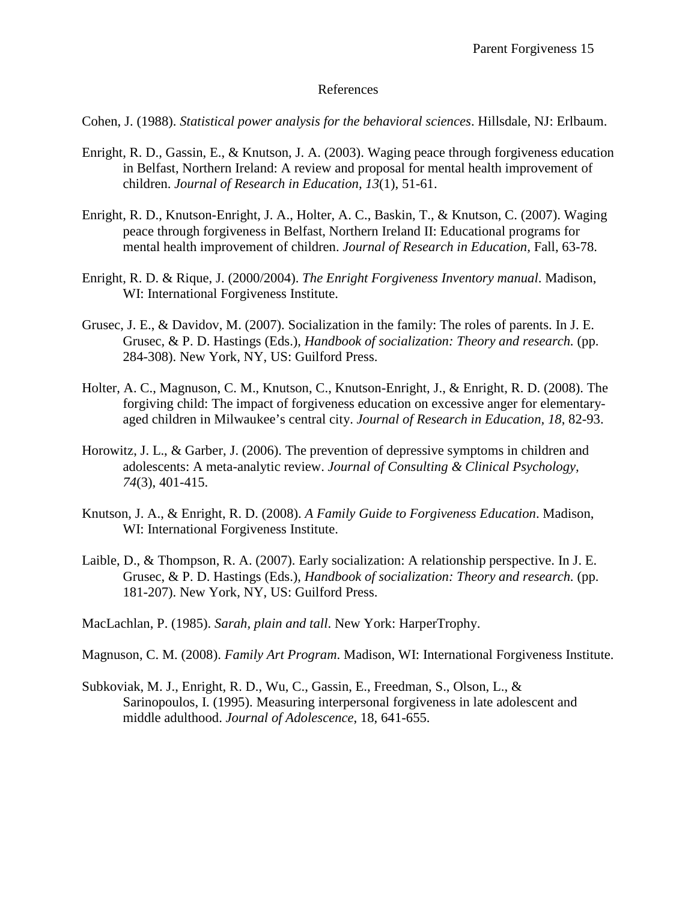## References

Cohen, J. (1988). *Statistical power analysis for the behavioral sciences*. Hillsdale, NJ: Erlbaum.

Enright, R. D., Gassin, E., & Knutson, J. A. (2003). Waging peace through forgiveness education in Belfast, Northern Ireland: A review and proposal for mental health improvement of children. *Journal of Research in Education, 13*(1), 51-61.

Enright, R. D., Knutson-Enright, J. A., Holter, A. C., Baskin, T., & Knutson, C. (2007). Waging peace through forgiveness in Belfast, Northern Ireland II: Educational programs for mental health improvement of children. *Journal of Research in Education*, Fall, 63-78.

Enright, R. D. & Rique, J. (2000/2004). *The Enright Forgiveness Inventory manual*. Madison, WI: International Forgiveness Institute.

Grusec, J. E., & Davidov, M. (2007). Socialization in the family: The roles of parents. In J. E. Grusec, & P. D. Hastings (Eds.), *Handbook of socialization: Theory and research.* (pp. 284-308). New York, NY, US: Guilford Press.

Holter, A. C., Magnuson, C. M., Knutson, C., Knutson-Enright, J., & Enright, R. D. (2008). The forgiving child: The impact of forgiveness education on excessive anger for elementary-aged children in Milwaukee's central city. *Journal of Research in Education, 18*, 82-93.

Horowitz, J. L., & Garber, J. (2006). The prevention of depressive symptoms in children and adolescents: A meta-analytic review. *Journal of Consulting & Clinical Psychology, 74*(3), 401-415.

Knutson, J. A., & Enright, R. D. (2008). *A Family Guide to Forgiveness Education*. Madison, WI: International Forgiveness Institute.

Laible, D., & Thompson, R. A. (2007). Early socialization: A relationship perspective. In J. E. Grusec, & P. D. Hastings (Eds.), *Handbook of socialization: Theory and research.* (pp. 181-207). New York, NY, US: Guilford Press.

MacLachlan, P. (1985). *Sarah, plain and tall*. New York: HarperTrophy.

Magnuson, C. M. (2008). *Family Art Program*. Madison, WI: International Forgiveness Institute.

Subkoviak, M. J., Enright, R. D., Wu, C., Gassin, E., Freedman, S., Olson, L., & Sarinopoulos, I. (1995). Measuring interpersonal forgiveness in late adolescent and middle adulthood. *Journal of Adolescence*, 18, 641-655.